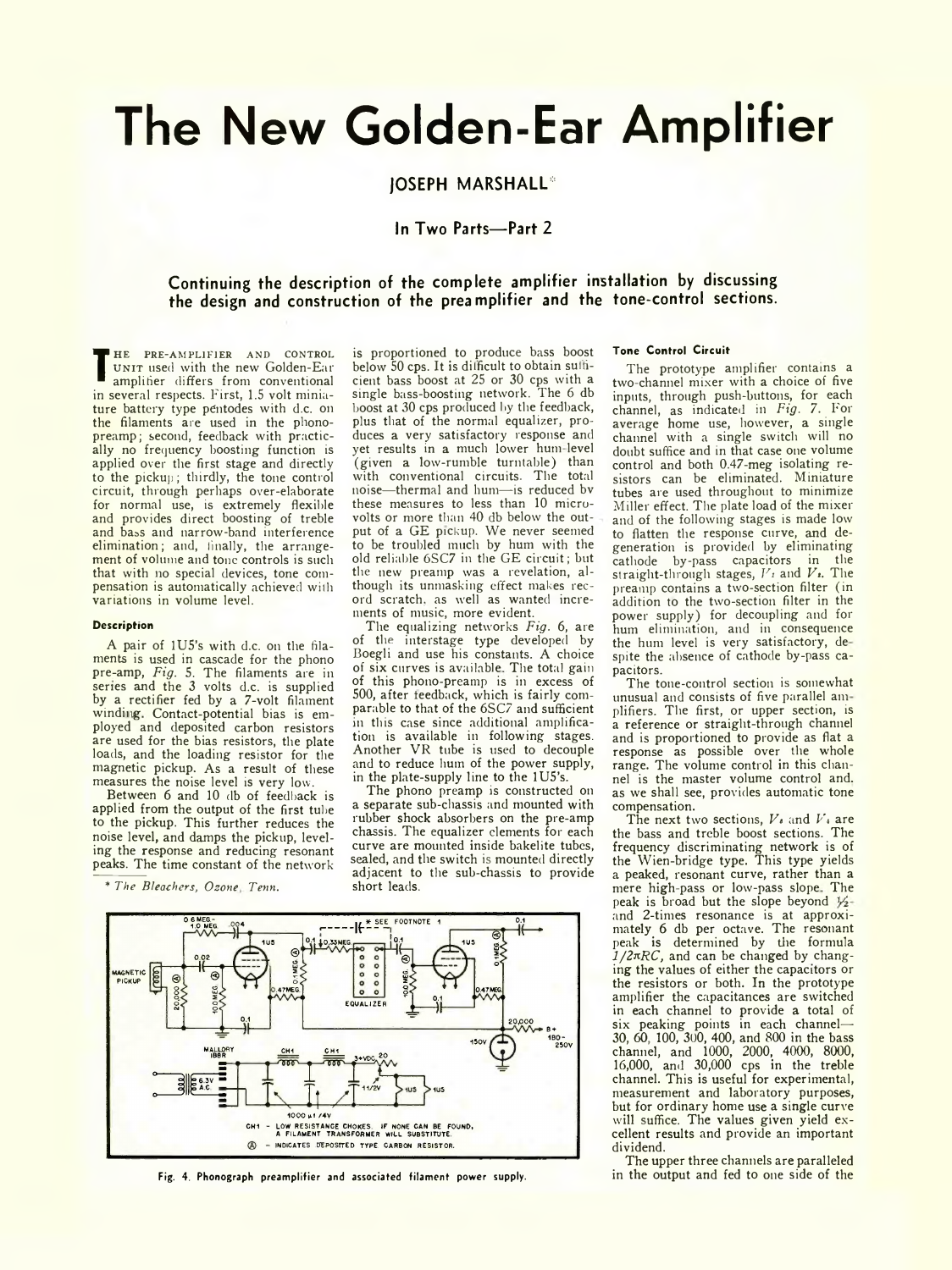# The New Golden-Ear Amplifier

JOSEPH MARSHALL*

In Two Parts—Part 2

**Continuing the description of the complete amplifier installation by discussing the design and construction of the preamplifier and the tone-control sections.**

THE PRE-AMPLIFIER AND CONTROL UNIT used with the new Golden-Ear amplifier differs from conventional in several respects. First, 1.5 volt miniature battery type pentodes with d.c. on the filaments are used in the phono-preamp; second, feedback with practically no frequency boosting function is applied over the first stage and directly to the pickup; thirdly, the tone control circuit, through perhaps over-elaborate for normal use, is extremely flexible and provides direct boosting of treble and bass and narrow-band interference elimination; and, finally, the arrangement of volume and tone controls is such that with no special devices, tone compensation is automatically achieved with variations in volume level.

#### Description

A pair of 1U5's with d.c. on the filaments is used in cascade for the phono pre-amp, *Fig.* 5. The filaments are in series and the 3 volts d.c. is supplied by a rectifier fed by a 7-volt filament winding. Contact-potential bias is employed and deposited carbon resistors are used for the bias resistors, the plate loads, and the loading resistor for the magnetic pickup. As a result of these measures the noise level is very low.

Between 6 and 10 db of feedback is applied from the output of the first tube to the pickup. This further reduces the noise level, and damps the pickup, leveling the response and reducing resonant peaks. The time constant of the network is proportioned to produce bass boost below 50 cps. It is difficult to obtain sufficient bass boost at 25 or 30 cps with a single bass-boosting network. The 6 db boost at 30 cps produced by the feedback, plus that of the normal equalizer, produces a very satisfactory response and yet results in a much lower hum-level (given a low-rumble turntable) than with conventional circuits. The total noise—thermal and hum—is reduced by these measures to less than 10 microvolts or more than 40 db below the output of a GE pickup. We never seemed to be troubled much by hum with the old reliable 6SC7 in the GE circuit; but the new preamp was a revelation, although its unmasking effect makes record scratch, as well as wanted increments of music, more evident.

The equalizing networks *Fig.* 6, are of the interstage type developed by Boegli and use his constants. A choice of six curves is available. The total gain of this phono-preamp is in excess of 500, after feedback, which is fairly comparable to that of the 6SC7 and sufficient in this case since additional amplification is available in following stages. Another VR tube is used to decouple and to reduce hum of the power supply, in the plate-supply line to the 1U5's.

The phono preamp is constructed on a separate sub-chassis and mounted with rubber shock absorbers on the pre-amp chassis. The equalizer elements for each curve are mounted inside bakelite tubes, sealed, and the switch is mounted directly adjacent to the sub-chassis to provide short leads.

\* *The Bleachers, Ozone, Tenn.*

Fig. 4. Phonograph preamplifier and associated filament power supply.

#### Tone Control Circuit

The prototype amplifier contains a two-channel mixer with a choice of five inputs, through push-buttons, for each channel, as indicated in *Fig.* 7. For average home use, however, a single channel with a single switch will no doubt suffice and in that case one volume control and both 0.47-meg isolating resistors can be eliminated. Miniature tubes are used throughout to minimize Miller effect. The plate load of the mixer and of the following stages is made low to flatten the response curve, and degeneration is provided by eliminating cathode by-pass capacitors in the straight-through stages, $V_2$ and $V_3$. The preamp contains a two-section filter (in addition to the two-section filter in the power supply) for decoupling and for hum elimination, and in consequence the hum level is very satisfactory, despite the absence of cathode by-pass capacitors.

The tone-control section is somewhat unusual and consists of five parallel amplifiers. The first, or upper section, is a reference or straight-through channel and is proportioned to provide as flat a response as possible over the whole range. The volume control in this channel is the master volume control and, as we shall see, provides automatic tone compensation.

The next two sections, $V_4$ and $V_5$ are the bass and treble boost sections. The frequency discriminating network is of the Wien-bridge type. This type yields a peaked, resonant curve, rather than a mere high-pass or low-pass slope. The peak is broad but the slope beyond ½- and 2-times resonance is at approximately 6 db per octave. The resonant peak is determined by the formula $1/2\pi RC$, and can be changed by changing the values of either the capacitors or the resistors or both. In the prototype amplifier the capacitances are switched in each channel to provide a total of six peaking points in each channel—30, 60, 100, 300, 400, and 800 in the bass channel, and 1000, 2000, 4000, 8000, 16,000, and 30,000 cps in the treble channel. This is useful for experimental, measurement and laboratory purposes, but for ordinary home use a single curve will suffice. The values given yield excellent results and provide an important dividend.

The upper three channels are paralleled in the output and fed to one side of the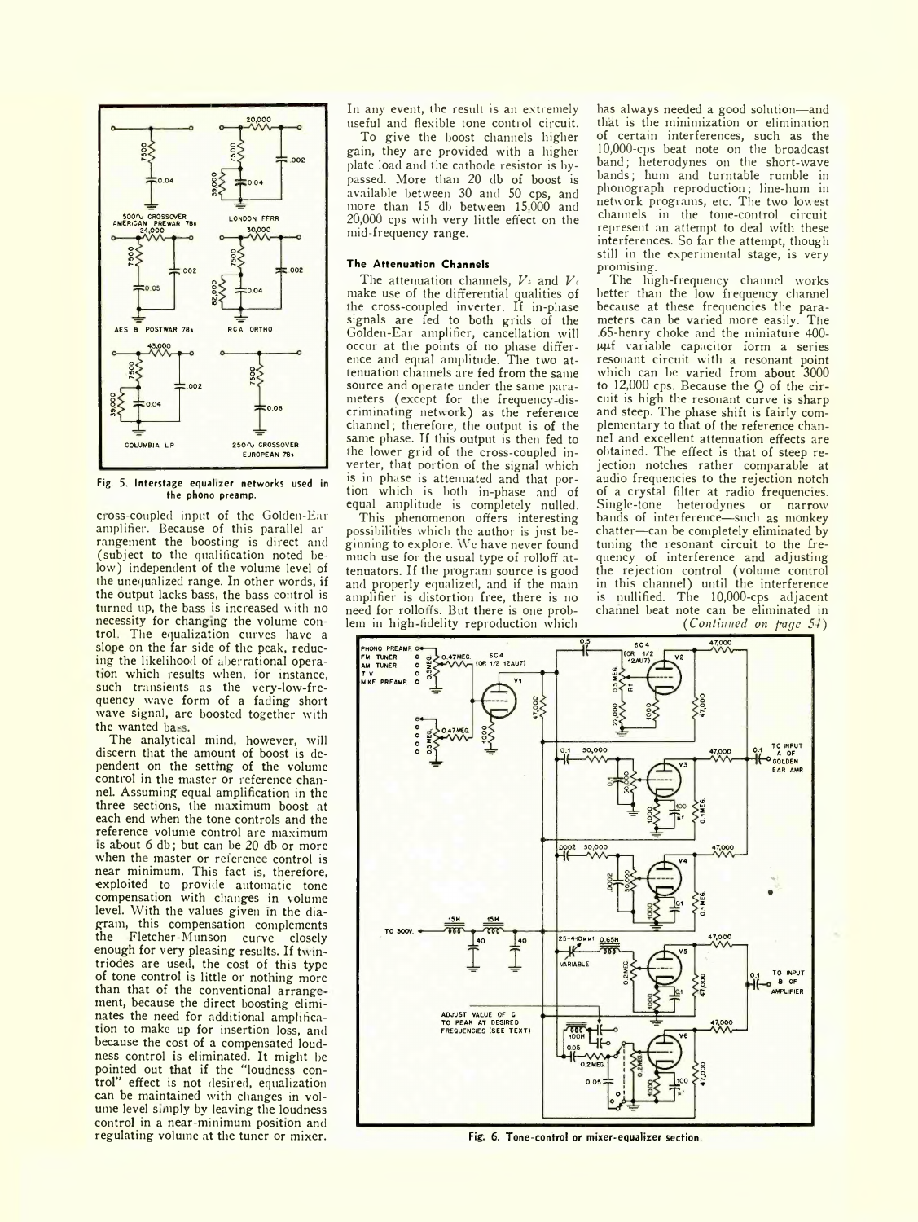cross-coupled input of the Golden-Ear amplifier. Because of this parallel arrangement the boosting is direct and (subject to the qualification noted below) independent of the volume level of the unequalized range. In other words, if the output lacks bass, the bass control is turned up, the bass is increased with no necessity for changing the volume control. The equalization curves have a slope on the far side of the peak, reducing the likelihood of aberrational operation which results when, for instance, such transients as the very-low-frequency wave form of a fading short wave signal, are boosted together with the wanted bass.

The analytical mind, however, will discern that the amount of boost is dependent on the setting of the volume control in the master or reference channel. Assuming equal amplification in the three sections, the maximum boost at each end when the tone controls and the reference volume control are maximum is about 6 db; but can be 20 db or more when the master or reference control is near minimum. This fact is, therefore, exploited to provide automatic tone compensation with changes in volume level. With the values given in the diagram, this compensation complements the Fletcher-Munson curve closely enough for very pleasing results. If twin-triodes are used, the cost of this type of tone control is little or nothing more than that of the conventional arrangement, because the direct boosting eliminates the need for additional amplification to make up for insertion loss, and because the cost of a compensated loudness control is eliminated. It might be pointed out that if the "loudness control" effect is not desired, equalization can be maintained with changes in volume level simply by leaving the loudness control in a near-minimum position and regulating volume at the tuner or mixer.

In any event, the result is an extremely useful and flexible tone control circuit.

To give the boost channels higher gain, they are provided with a higher plate load and the cathode resistor is bypassed. More than 20 db of boost is available between 30 and 50 cps, and more than 15 db between 15,000 and 20,000 cps with very little effect on the mid-frequency range.

### The Attenuation Channels

The attenuation channels, $V_5$ and $V_6$ make use of the differential qualities of the cross-coupled inverter. If in-phase signals are fed to both grids of the Golden-Ear amplifier, cancellation will occur at the points of no phase difference and equal amplitude. The two attenuation channels are fed from the same source and operate under the same parameters (except for the frequency-discriminating network) as the reference channel; therefore, the output is of the same phase. If this output is then fed to the lower grid of the cross-coupled inverter, that portion of the signal which is in phase is attenuated and that portion which is both in-phase and of equal amplitude is completely nulled.

This phenomenon offers interesting possibilities which the author is just beginning to explore. We have never found much use for the usual type of rolloff attenuators. If the program source is good and properly equalized, and if the main amplifier is distortion free, there is no need for rolloffs. But there is one problem in high-fidelity reproduction which has always needed a good solution—and that is the minimization or elimination of certain interferences, such as the 10,000-cps beat note on the broadcast band; heterodynes on the short-wave bands; hum and turntable rumble in phonograph reproduction; line-hum in network programs, etc. The two lowest channels in the tone-control circuit represent an attempt to deal with these interferences. So far the attempt, though still in the experimental stage, is very promising.

The high-frequency channel works better than the low frequency channel because at these frequencies the parameters can be varied more easily. The .65-henry choke and the miniature 400-μμf variable capacitor form a series resonant circuit with a resonant point which can be varied from about 3000 to 12,000 cps. Because the Q of the circuit is high the resonant curve is sharp and steep. The phase shift is fairly complementary to that of the reference channel and excellent attenuation effects are obtained. The effect is that of steep rejection notches rather comparable at audio frequencies to the rejection notch of a crystal filter at radio frequencies. Single-tone heterodynes or narrow bands of interference—such as monkey chatter—can be completely eliminated by tuning the resonant circuit to the frequency of interference and adjusting the rejection control (volume control in this channel) until the interference is nullified. The 10,000-cps adjacent channel beat note can be eliminated in

*(Continued on page 54)*

Fig. 5. Interstage equalizer networks used in the phono preamp.

Fig. 6. Tone-control or mixer-equalizer section.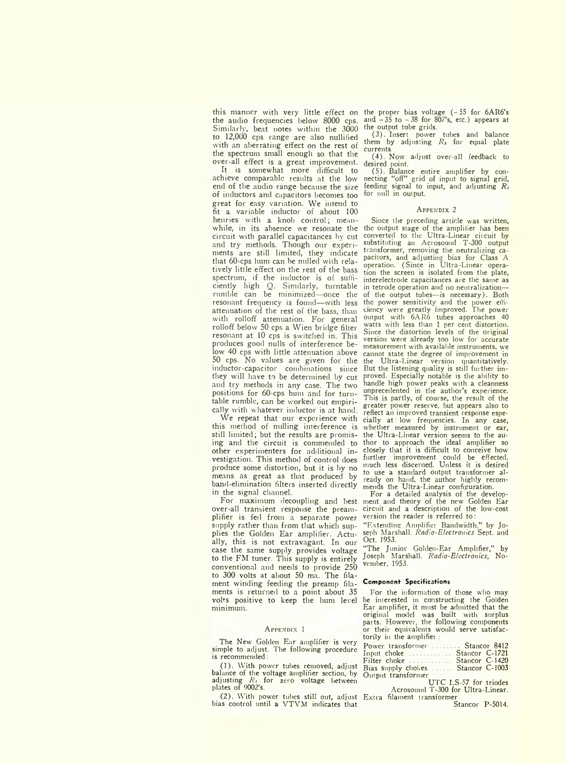this manner with very little effect on the audio frequencies below 8000 cps. Similarly, beat notes within the 3000 to 12,000 cps range are also nullified with an aberrating effect on the rest of the spectrum small enough so that the over-all effect is a great improvement.

It is somewhat more difficult to achieve comparable results at the low end of the audio range because the size of inductors and capacitors becomes too great for easy variation. We intend to fit a variable inductor of about 100 henries with a knob control; meanwhile, in its absence we resonate the circuit with parallel capacitances by cut and try methods. Though our experiments are still limited, they indicate that 60-cps hum can be nulled with relatively little effect on the rest of the bass spectrum, if the inductor is of sufficiently high Q. Similarly, turntable rumble can be minimized—once the resonant frequency is found—with less attenuation of the rest of the bass, than with rolloff attenuation. For general rolloff below 50 cps a Wien bridge filter resonant at 10 cps is switched in. This produces good nulls of interference below 40 cps with little attenuation above 50 cps. No values are given for the inductor-capacitor combinations since they will have to be determined by cut and try methods in any case. The two positions for 60-cps hum and for turntable rumble, can be worked out empirically with whatever inductor is at hand.

We repeat that our experience with this method of nulling interference is still limited; but the results are promising and the circuit is commended to other experimenters for additional investigation. This method of control does produce some distortion, but it is by no means as great as that produced by band-elimination filters inserted directly in the signal channel.

For maximum decoupling and best over-all transient response the preamplifier is fed from a separate power supply rather than from that which supplies the Golden Ear amplifier. Actually, this is not extravagant. In our case the same supply provides voltage to the FM tuner. This supply is entirely conventional and needs to provide 250 to 300 volts at about 50 ma. The filament winding feeding the preamp filaments is returned to a point about 35 volts positive to keep the hum level minimum.

## Appendix 1

The New Golden Ear amplifier is very simple to adjust. The following procedure is recommended:

(1). With power tubes removed, adjust balance of the voltage amplifier section, by adjusting $R_1$ for zero voltage between plates of 9002's.

(2). With power tubes still out, adjust bias control until a VTVM indicates that the proper bias voltage (−55 for 6AR6's and −35 to −38 for 807's, etc.) appears at the output tube grids.

(3). Insert power tubes and balance them by adjusting $R_2$ for equal plate currents.

(4). Now adjust over-all feedback to desired point.

(5). Balance entire amplifier by connecting "off" grid of input to signal grid, feeding signal to input, and adjusting $R_1$ for null in output.

## Appendix 2

Since the preceding article was written, the output stage of the amplifier has been converted to the Ultra-Linear circuit by substituting an Acrosound T-300 output transformer, removing the neutralizing capacitors, and adjusting bias for Class A operation. (Since in Ultra-Linear operation the screen is isolated from the plate, interelectrode capacitances are the same as in tetrode operation and no neutralization—of the output tubes—is necessary). Both the power sensitivity and the power efficiency were greatly improved. The power output with 6AR6 tubes approaches 40 watts with less than 1 per cent distortion. Since the distortion levels of the original version were already too low for accurate measurement with available instruments, we cannot state the degree of improvement in the Ultra-Linear version quantitatively. But the listening quality is still further improved. Especially notable is the ability to handle high power peaks with a cleanness unprecedented in the author's experience. This is partly, of course, the result of the greater power reserve, but appears also to reflect an improved transient response especially at low frequencies. In any case, whether measured by instrument or ear, the Ultra-Linear version seems to the author to approach the ideal amplifier so closely that it is difficult to conceive how further improvement could be effected, much less discerned. Unless it is desired to use a standard output transformer already on hand, the author highly recommends the Ultra-Linear configuration.

For a detailed analysis of the development and theory of the new Golden Ear circuit and a description of the low-cost version the reader is referred to:

"Extending Amplifier Bandwidth," by Joseph Marshall. *Radio-Electronics* Sept. and Oct. 1953.

"The Junior Golden-Ear Amplifier," by Joseph Marshall. *Radio-Electronics,* November, 1953.

### Component Specifications

For the information of those who may be interested in constructing the Golden Ear amplifier, it must be admitted that the original model was built with surplus parts. However, the following components or their equivalents would serve satisfactorily in the amplifier:

| | |
|---|---|
| Power transformer | Stancor 8412 |
| Input choke | Stancor C-1721 |
| Filter choke | Stancor C-1420 |
| Bias supply chokes | Stancor C-1003 |
| Output transformer | UTC LS-57 for triodes<br>Acrosound T-300 for Ultra-Linear. |
| Extra filament transformer | Stancor P-5014. |